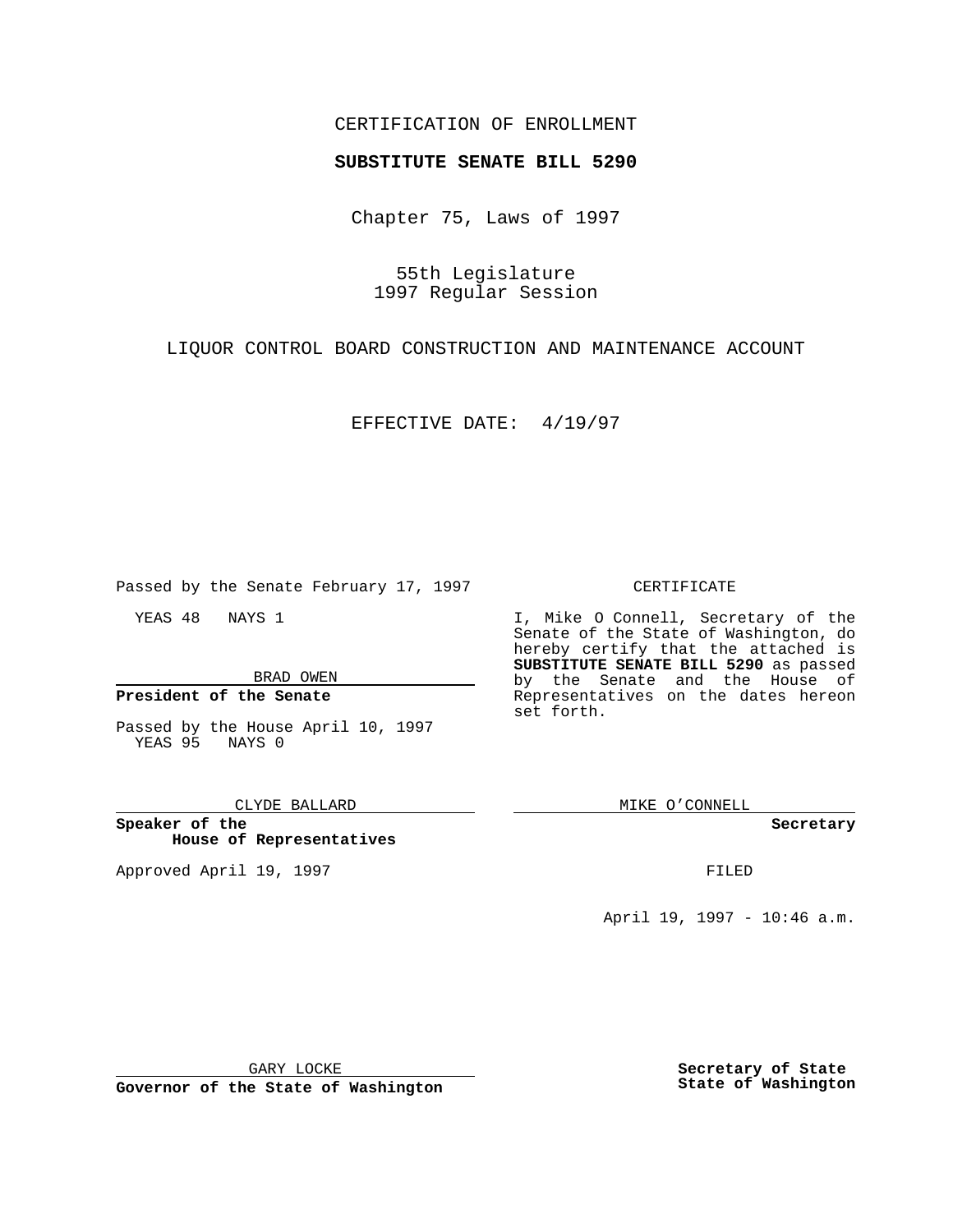CERTIFICATION OF ENROLLMENT

**SUBSTITUTE SENATE BILL 5290**

Chapter 75, Laws of 1997

55th Legislature
1997 Regular Session

LIQUOR CONTROL BOARD CONSTRUCTION AND MAINTENANCE ACCOUNT

EFFECTIVE DATE: 4/19/97

Passed by the Senate February 17, 1997

YEAS 48 NAYS 1

BRAD OWEN

**President of the Senate**

Passed by the House April 10, 1997
YEAS 95 NAYS 0

CLYDE BALLARD

**Speaker of the House of Representatives**

Approved April 19, 1997

GARY LOCKE

**Governor of the State of Washington**

CERTIFICATE

I, Mike O Connell, Secretary of the Senate of the State of Washington, do hereby certify that the attached is **SUBSTITUTE SENATE BILL 5290** as passed by the Senate and the House of Representatives on the dates hereon set forth.

MIKE O'CONNELL

**Secretary**

FILED

April 19, 1997 - 10:46 a.m.

**Secretary of State**
**State of Washington**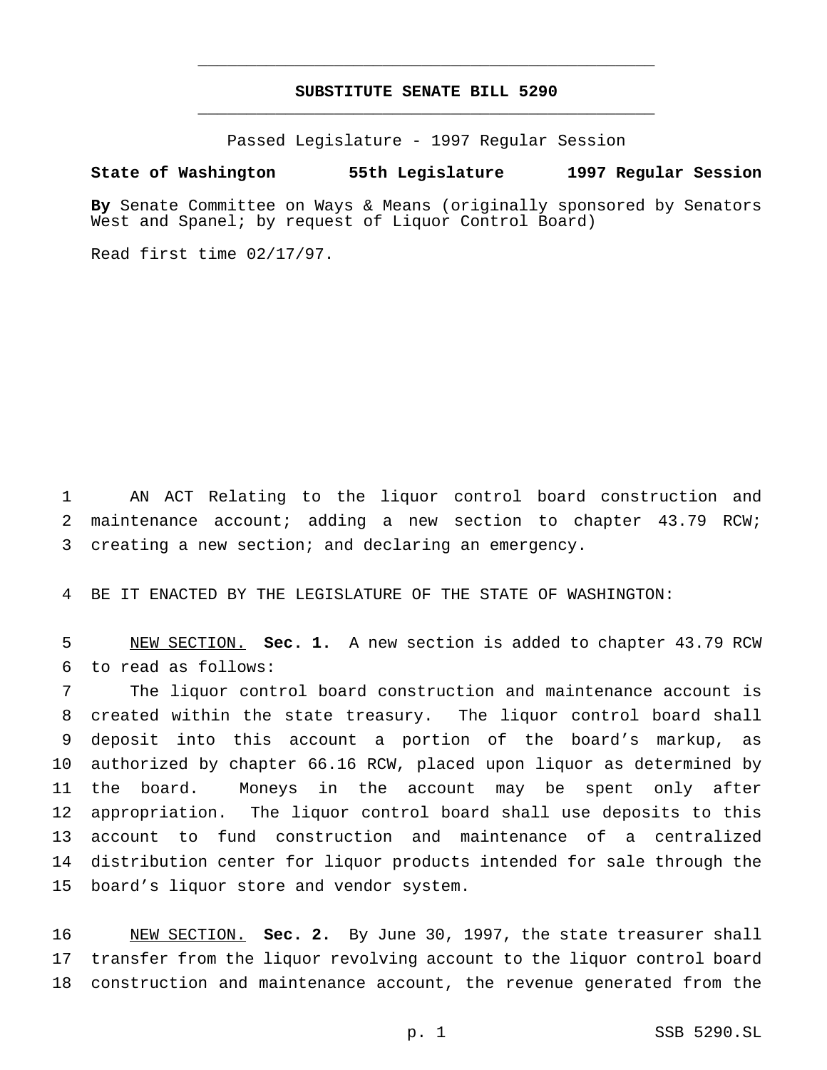# SUBSTITUTE SENATE BILL 5290

Passed Legislature - 1997 Regular Session

**State of Washington 55th Legislature 1997 Regular Session**

**By** Senate Committee on Ways & Means (originally sponsored by Senators West and Spanel; by request of Liquor Control Board)

Read first time 02/17/97.

1 AN ACT Relating to the liquor control board construction and
2 maintenance account; adding a new section to chapter 43.79 RCW;
3 creating a new section; and declaring an emergency.

4 BE IT ENACTED BY THE LEGISLATURE OF THE STATE OF WASHINGTON:

5 NEW SECTION. **Sec. 1.** A new section is added to chapter 43.79 RCW
6 to read as follows:
7 The liquor control board construction and maintenance account is
8 created within the state treasury. The liquor control board shall
9 deposit into this account a portion of the board's markup, as
10 authorized by chapter 66.16 RCW, placed upon liquor as determined by
11 the board. Moneys in the account may be spent only after
12 appropriation. The liquor control board shall use deposits to this
13 account to fund construction and maintenance of a centralized
14 distribution center for liquor products intended for sale through the
15 board's liquor store and vendor system.

16 NEW SECTION. **Sec. 2.** By June 30, 1997, the state treasurer shall
17 transfer from the liquor revolving account to the liquor control board
18 construction and maintenance account, the revenue generated from the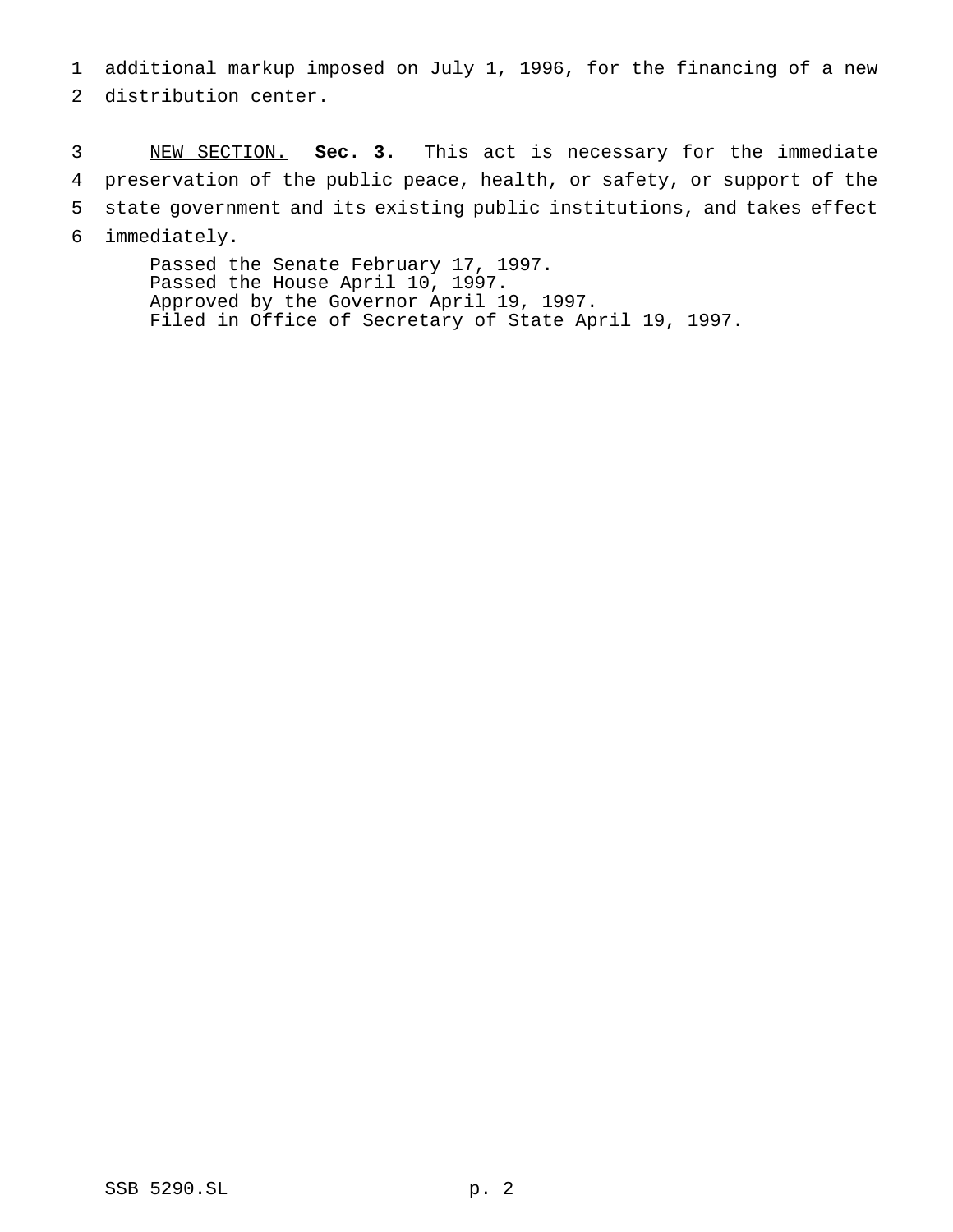additional markup imposed on July 1, 1996, for the financing of a new distribution center.

NEW SECTION. **Sec. 3.** This act is necessary for the immediate preservation of the public peace, health, or safety, or support of the state government and its existing public institutions, and takes effect immediately.

Passed the Senate February 17, 1997.
Passed the House April 10, 1997.
Approved by the Governor April 19, 1997.
Filed in Office of Secretary of State April 19, 1997.